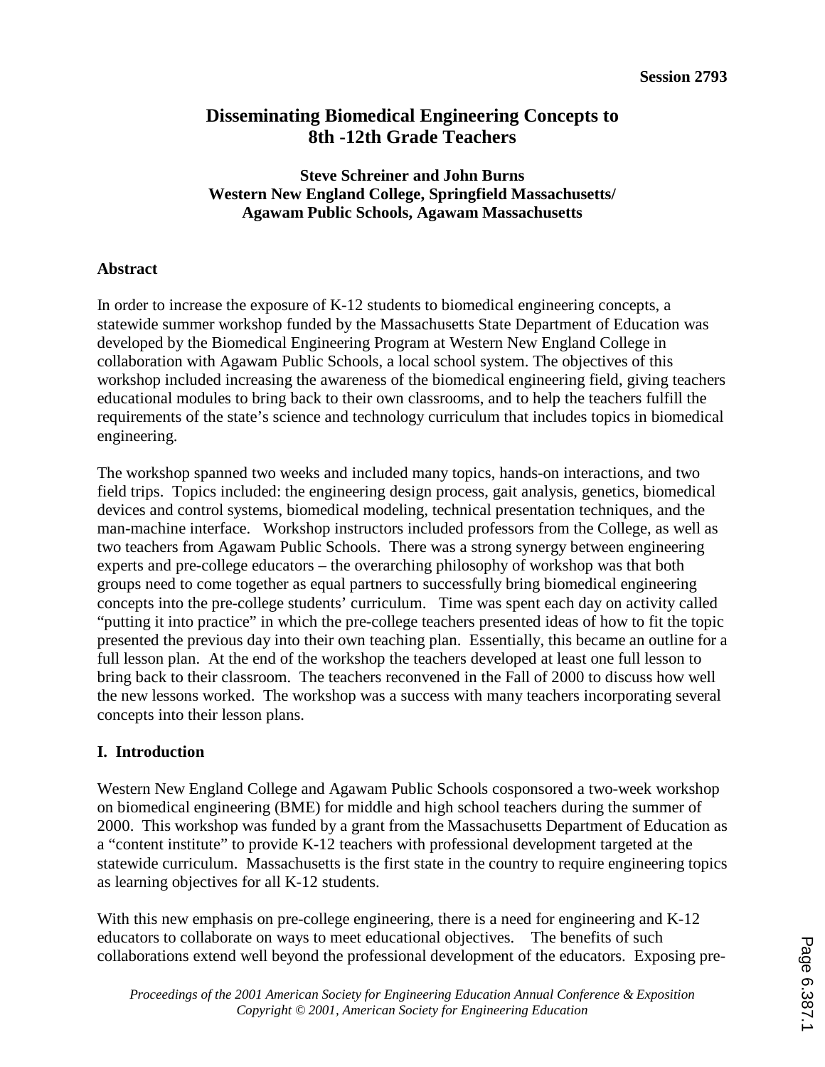Session 2793

# Disseminating Biomedical Engineering Concepts to 8th -12th Grade Teachers

**Steve Schreiner and John Burns**
**Western New England College, Springfield Massachusetts/ Agawam Public Schools, Agawam Massachusetts**

## Abstract

In order to increase the exposure of K-12 students to biomedical engineering concepts, a statewide summer workshop funded by the Massachusetts State Department of Education was developed by the Biomedical Engineering Program at Western New England College in collaboration with Agawam Public Schools, a local school system. The objectives of this workshop included increasing the awareness of the biomedical engineering field, giving teachers educational modules to bring back to their own classrooms, and to help the teachers fulfill the requirements of the state's science and technology curriculum that includes topics in biomedical engineering.

The workshop spanned two weeks and included many topics, hands-on interactions, and two field trips. Topics included: the engineering design process, gait analysis, genetics, biomedical devices and control systems, biomedical modeling, technical presentation techniques, and the man-machine interface. Workshop instructors included professors from the College, as well as two teachers from Agawam Public Schools. There was a strong synergy between engineering experts and pre-college educators – the overarching philosophy of workshop was that both groups need to come together as equal partners to successfully bring biomedical engineering concepts into the pre-college students' curriculum. Time was spent each day on activity called "putting it into practice" in which the pre-college teachers presented ideas of how to fit the topic presented the previous day into their own teaching plan. Essentially, this became an outline for a full lesson plan. At the end of the workshop the teachers developed at least one full lesson to bring back to their classroom. The teachers reconvened in the Fall of 2000 to discuss how well the new lessons worked. The workshop was a success with many teachers incorporating several concepts into their lesson plans.

## I. Introduction

Western New England College and Agawam Public Schools cosponsored a two-week workshop on biomedical engineering (BME) for middle and high school teachers during the summer of 2000. This workshop was funded by a grant from the Massachusetts Department of Education as a "content institute" to provide K-12 teachers with professional development targeted at the statewide curriculum. Massachusetts is the first state in the country to require engineering topics as learning objectives for all K-12 students.

With this new emphasis on pre-college engineering, there is a need for engineering and K-12 educators to collaborate on ways to meet educational objectives. The benefits of such collaborations extend well beyond the professional development of the educators. Exposing pre-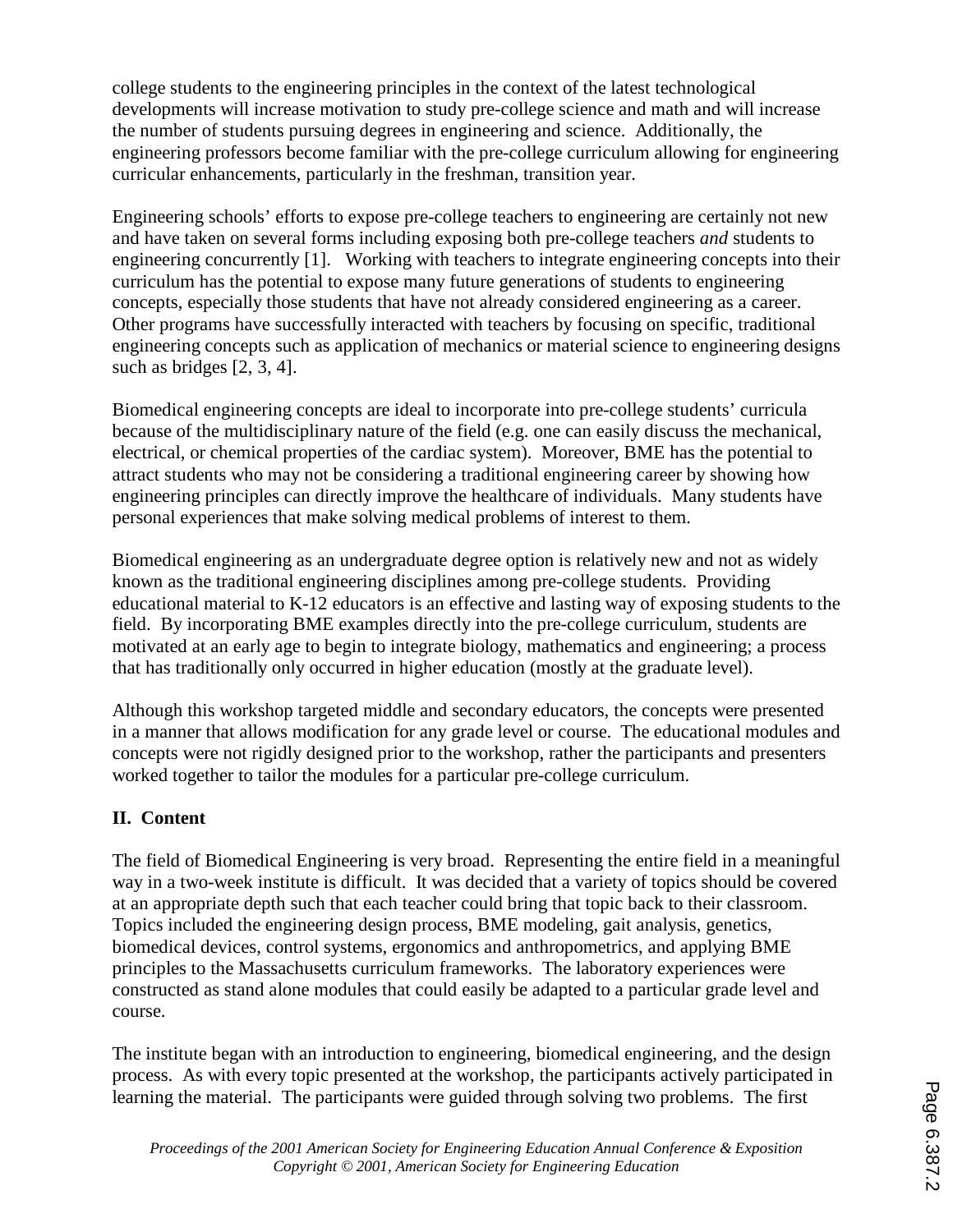college students to the engineering principles in the context of the latest technological developments will increase motivation to study pre-college science and math and will increase the number of students pursuing degrees in engineering and science. Additionally, the engineering professors become familiar with the pre-college curriculum allowing for engineering curricular enhancements, particularly in the freshman, transition year.

Engineering schools' efforts to expose pre-college teachers to engineering are certainly not new and have taken on several forms including exposing both pre-college teachers *and* students to engineering concurrently [1]. Working with teachers to integrate engineering concepts into their curriculum has the potential to expose many future generations of students to engineering concepts, especially those students that have not already considered engineering as a career. Other programs have successfully interacted with teachers by focusing on specific, traditional engineering concepts such as application of mechanics or material science to engineering designs such as bridges [2, 3, 4].

Biomedical engineering concepts are ideal to incorporate into pre-college students' curricula because of the multidisciplinary nature of the field (e.g. one can easily discuss the mechanical, electrical, or chemical properties of the cardiac system). Moreover, BME has the potential to attract students who may not be considering a traditional engineering career by showing how engineering principles can directly improve the healthcare of individuals. Many students have personal experiences that make solving medical problems of interest to them.

Biomedical engineering as an undergraduate degree option is relatively new and not as widely known as the traditional engineering disciplines among pre-college students. Providing educational material to K-12 educators is an effective and lasting way of exposing students to the field. By incorporating BME examples directly into the pre-college curriculum, students are motivated at an early age to begin to integrate biology, mathematics and engineering; a process that has traditionally only occurred in higher education (mostly at the graduate level).

Although this workshop targeted middle and secondary educators, the concepts were presented in a manner that allows modification for any grade level or course. The educational modules and concepts were not rigidly designed prior to the workshop, rather the participants and presenters worked together to tailor the modules for a particular pre-college curriculum.

## II. Content

The field of Biomedical Engineering is very broad. Representing the entire field in a meaningful way in a two-week institute is difficult. It was decided that a variety of topics should be covered at an appropriate depth such that each teacher could bring that topic back to their classroom. Topics included the engineering design process, BME modeling, gait analysis, genetics, biomedical devices, control systems, ergonomics and anthropometrics, and applying BME principles to the Massachusetts curriculum frameworks. The laboratory experiences were constructed as stand alone modules that could easily be adapted to a particular grade level and course.

The institute began with an introduction to engineering, biomedical engineering, and the design process. As with every topic presented at the workshop, the participants actively participated in learning the material. The participants were guided through solving two problems. The first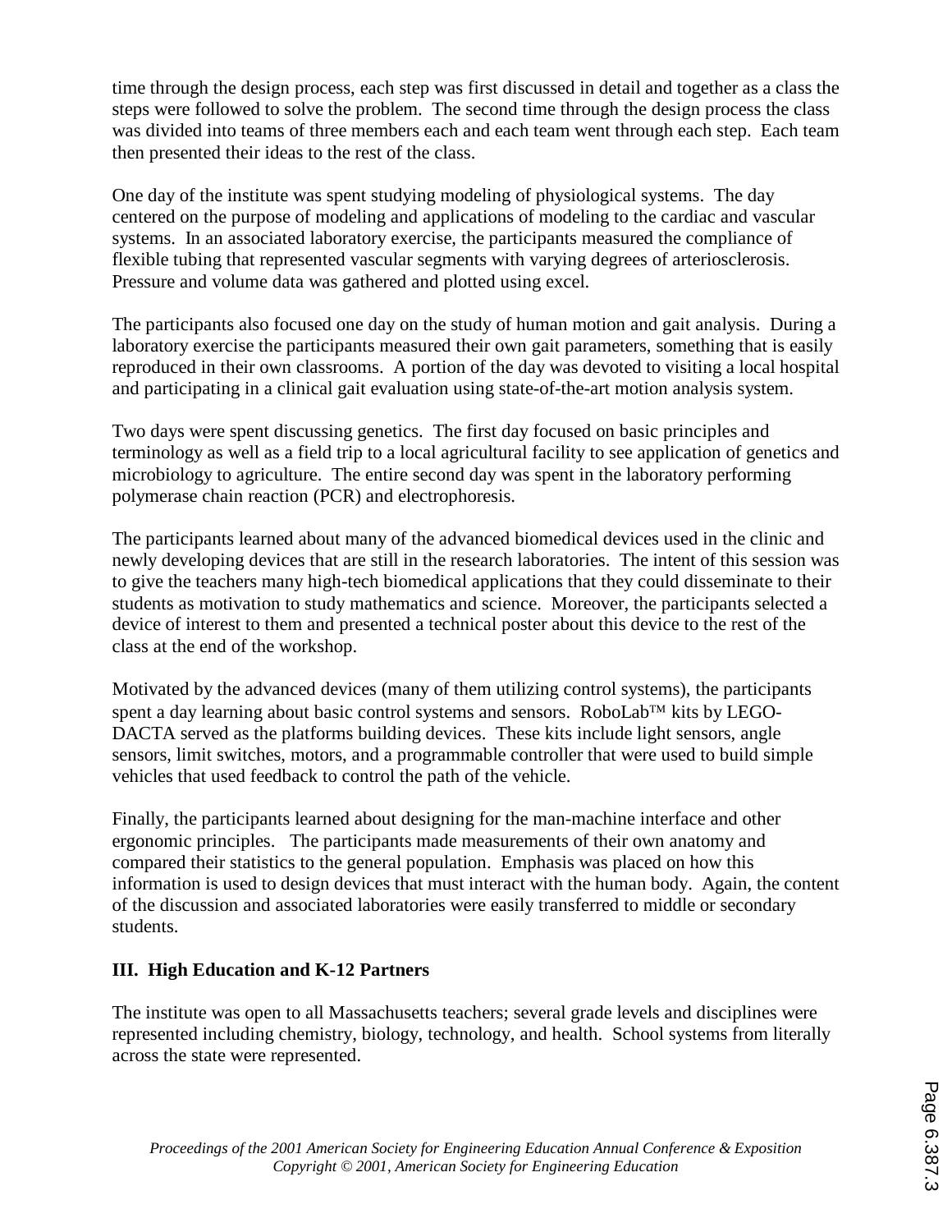time through the design process, each step was first discussed in detail and together as a class the steps were followed to solve the problem. The second time through the design process the class was divided into teams of three members each and each team went through each step. Each team then presented their ideas to the rest of the class.

One day of the institute was spent studying modeling of physiological systems. The day centered on the purpose of modeling and applications of modeling to the cardiac and vascular systems. In an associated laboratory exercise, the participants measured the compliance of flexible tubing that represented vascular segments with varying degrees of arteriosclerosis. Pressure and volume data was gathered and plotted using excel.

The participants also focused one day on the study of human motion and gait analysis. During a laboratory exercise the participants measured their own gait parameters, something that is easily reproduced in their own classrooms. A portion of the day was devoted to visiting a local hospital and participating in a clinical gait evaluation using state-of-the-art motion analysis system.

Two days were spent discussing genetics. The first day focused on basic principles and terminology as well as a field trip to a local agricultural facility to see application of genetics and microbiology to agriculture. The entire second day was spent in the laboratory performing polymerase chain reaction (PCR) and electrophoresis.

The participants learned about many of the advanced biomedical devices used in the clinic and newly developing devices that are still in the research laboratories. The intent of this session was to give the teachers many high-tech biomedical applications that they could disseminate to their students as motivation to study mathematics and science. Moreover, the participants selected a device of interest to them and presented a technical poster about this device to the rest of the class at the end of the workshop.

Motivated by the advanced devices (many of them utilizing control systems), the participants spent a day learning about basic control systems and sensors. RoboLab™ kits by LEGO-DACTA served as the platforms building devices. These kits include light sensors, angle sensors, limit switches, motors, and a programmable controller that were used to build simple vehicles that used feedback to control the path of the vehicle.

Finally, the participants learned about designing for the man-machine interface and other ergonomic principles. The participants made measurements of their own anatomy and compared their statistics to the general population. Emphasis was placed on how this information is used to design devices that must interact with the human body. Again, the content of the discussion and associated laboratories were easily transferred to middle or secondary students.

### III. High Education and K-12 Partners

The institute was open to all Massachusetts teachers; several grade levels and disciplines were represented including chemistry, biology, technology, and health. School systems from literally across the state were represented.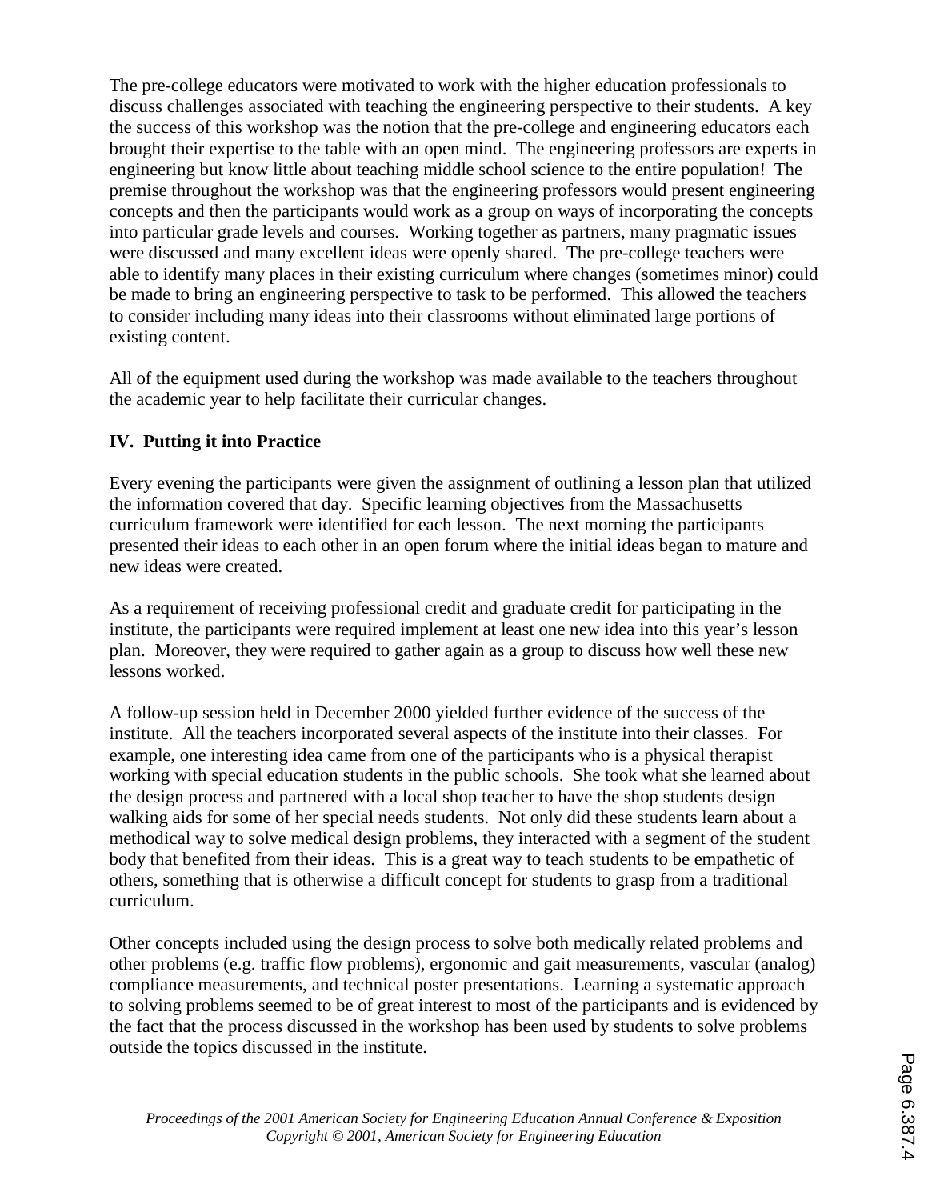The pre-college educators were motivated to work with the higher education professionals to discuss challenges associated with teaching the engineering perspective to their students. A key the success of this workshop was the notion that the pre-college and engineering educators each brought their expertise to the table with an open mind. The engineering professors are experts in engineering but know little about teaching middle school science to the entire population! The premise throughout the workshop was that the engineering professors would present engineering concepts and then the participants would work as a group on ways of incorporating the concepts into particular grade levels and courses. Working together as partners, many pragmatic issues were discussed and many excellent ideas were openly shared. The pre-college teachers were able to identify many places in their existing curriculum where changes (sometimes minor) could be made to bring an engineering perspective to task to be performed. This allowed the teachers to consider including many ideas into their classrooms without eliminated large portions of existing content.

All of the equipment used during the workshop was made available to the teachers throughout the academic year to help facilitate their curricular changes.

## IV. Putting it into Practice

Every evening the participants were given the assignment of outlining a lesson plan that utilized the information covered that day. Specific learning objectives from the Massachusetts curriculum framework were identified for each lesson. The next morning the participants presented their ideas to each other in an open forum where the initial ideas began to mature and new ideas were created.

As a requirement of receiving professional credit and graduate credit for participating in the institute, the participants were required implement at least one new idea into this year's lesson plan. Moreover, they were required to gather again as a group to discuss how well these new lessons worked.

A follow-up session held in December 2000 yielded further evidence of the success of the institute. All the teachers incorporated several aspects of the institute into their classes. For example, one interesting idea came from one of the participants who is a physical therapist working with special education students in the public schools. She took what she learned about the design process and partnered with a local shop teacher to have the shop students design walking aids for some of her special needs students. Not only did these students learn about a methodical way to solve medical design problems, they interacted with a segment of the student body that benefited from their ideas. This is a great way to teach students to be empathetic of others, something that is otherwise a difficult concept for students to grasp from a traditional curriculum.

Other concepts included using the design process to solve both medically related problems and other problems (e.g. traffic flow problems), ergonomic and gait measurements, vascular (analog) compliance measurements, and technical poster presentations. Learning a systematic approach to solving problems seemed to be of great interest to most of the participants and is evidenced by the fact that the process discussed in the workshop has been used by students to solve problems outside the topics discussed in the institute.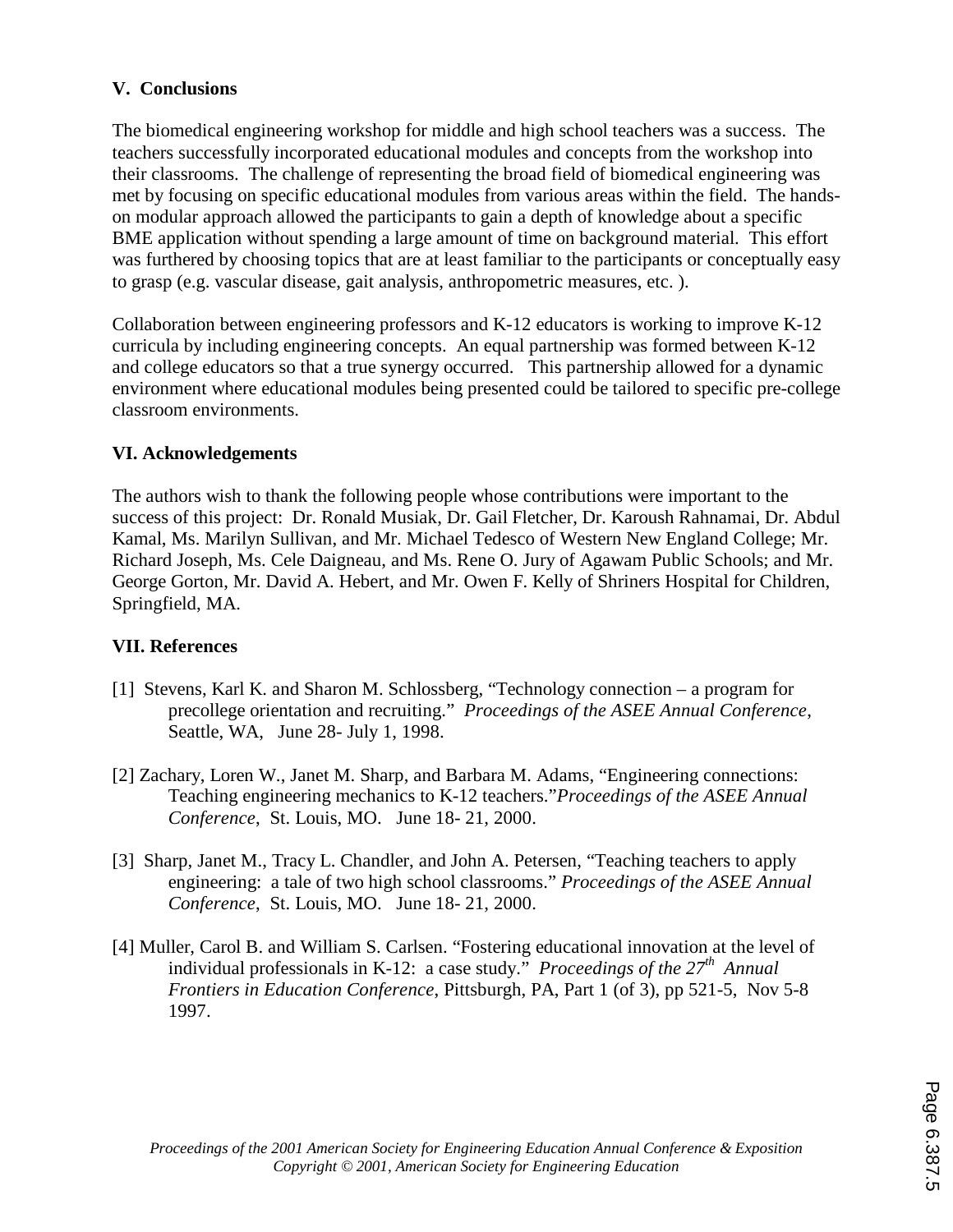## V. Conclusions

The biomedical engineering workshop for middle and high school teachers was a success. The teachers successfully incorporated educational modules and concepts from the workshop into their classrooms. The challenge of representing the broad field of biomedical engineering was met by focusing on specific educational modules from various areas within the field. The hands-on modular approach allowed the participants to gain a depth of knowledge about a specific BME application without spending a large amount of time on background material. This effort was furthered by choosing topics that are at least familiar to the participants or conceptually easy to grasp (e.g. vascular disease, gait analysis, anthropometric measures, etc. ).

Collaboration between engineering professors and K-12 educators is working to improve K-12 curricula by including engineering concepts. An equal partnership was formed between K-12 and college educators so that a true synergy occurred. This partnership allowed for a dynamic environment where educational modules being presented could be tailored to specific pre-college classroom environments.

## VI. Acknowledgements

The authors wish to thank the following people whose contributions were important to the success of this project: Dr. Ronald Musiak, Dr. Gail Fletcher, Dr. Karoush Rahnamai, Dr. Abdul Kamal, Ms. Marilyn Sullivan, and Mr. Michael Tedesco of Western New England College; Mr. Richard Joseph, Ms. Cele Daigneau, and Ms. Rene O. Jury of Agawam Public Schools; and Mr. George Gorton, Mr. David A. Hebert, and Mr. Owen F. Kelly of Shriners Hospital for Children, Springfield, MA.

## VII. References

[1] Stevens, Karl K. and Sharon M. Schlossberg, "Technology connection – a program for precollege orientation and recruiting." *Proceedings of the ASEE Annual Conference*, Seattle, WA, June 28- July 1, 1998.

[2] Zachary, Loren W., Janet M. Sharp, and Barbara M. Adams, "Engineering connections: Teaching engineering mechanics to K-12 teachers."*Proceedings of the ASEE Annual Conference*, St. Louis, MO. June 18- 21, 2000.

[3] Sharp, Janet M., Tracy L. Chandler, and John A. Petersen, "Teaching teachers to apply engineering: a tale of two high school classrooms." *Proceedings of the ASEE Annual Conference*, St. Louis, MO. June 18- 21, 2000.

[4] Muller, Carol B. and William S. Carlsen. "Fostering educational innovation at the level of individual professionals in K-12: a case study." *Proceedings of the 27th Annual Frontiers in Education Conference*, Pittsburgh, PA, Part 1 (of 3), pp 521-5, Nov 5-8 1997.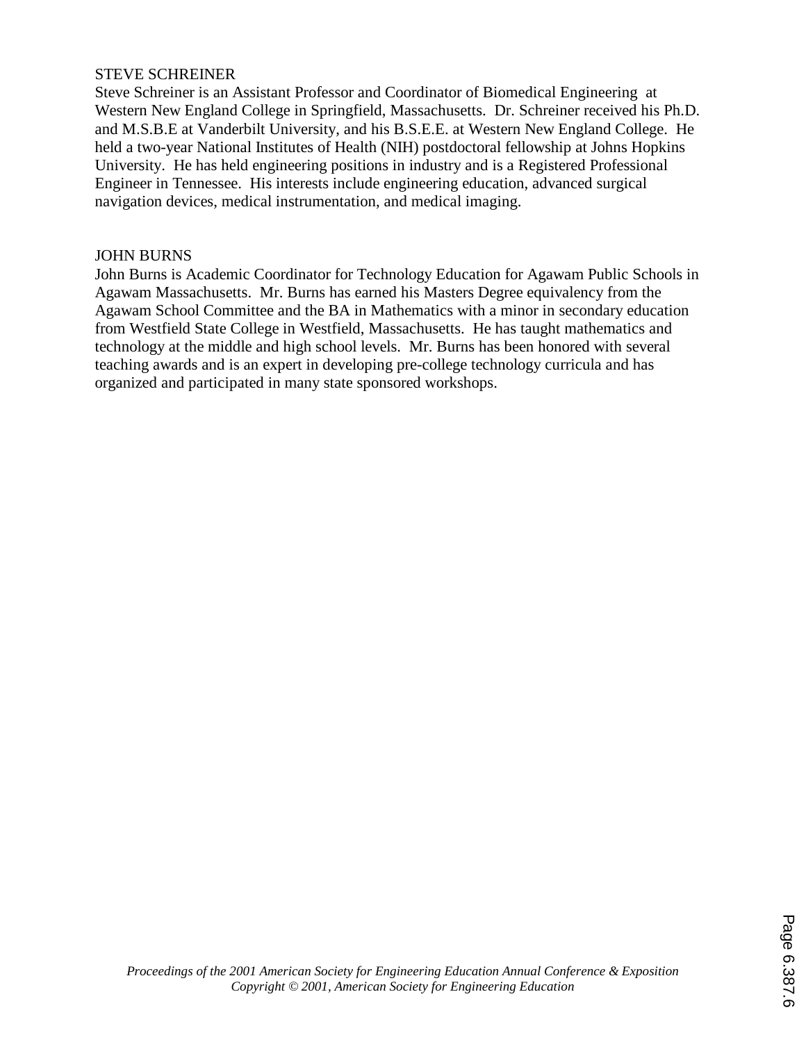STEVE SCHREINER

Steve Schreiner is an Assistant Professor and Coordinator of Biomedical Engineering at Western New England College in Springfield, Massachusetts. Dr. Schreiner received his Ph.D. and M.S.B.E at Vanderbilt University, and his B.S.E.E. at Western New England College. He held a two-year National Institutes of Health (NIH) postdoctoral fellowship at Johns Hopkins University. He has held engineering positions in industry and is a Registered Professional Engineer in Tennessee. His interests include engineering education, advanced surgical navigation devices, medical instrumentation, and medical imaging.

JOHN BURNS

John Burns is Academic Coordinator for Technology Education for Agawam Public Schools in Agawam Massachusetts. Mr. Burns has earned his Masters Degree equivalency from the Agawam School Committee and the BA in Mathematics with a minor in secondary education from Westfield State College in Westfield, Massachusetts. He has taught mathematics and technology at the middle and high school levels. Mr. Burns has been honored with several teaching awards and is an expert in developing pre-college technology curricula and has organized and participated in many state sponsored workshops.